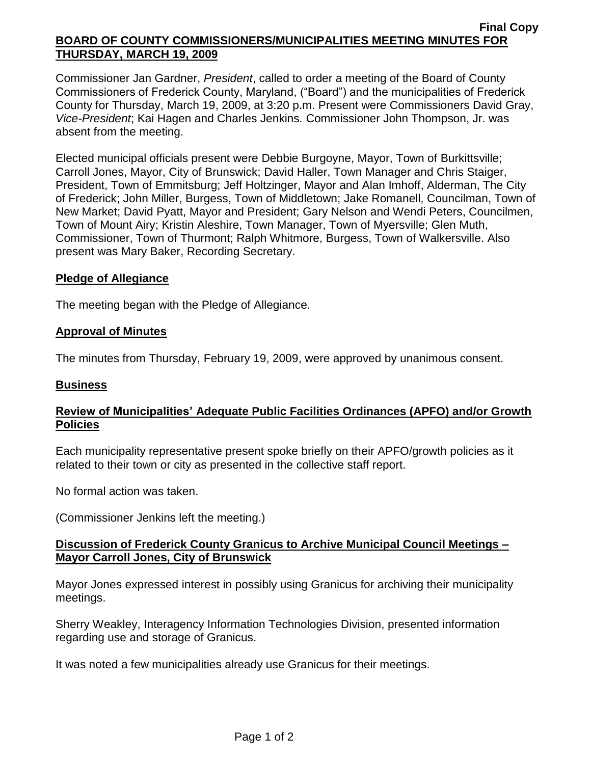**Final Copy**

# BOARD OF COUNTY COMMISSIONERS/MUNICIPALITIES MEETING MINUTES FOR THURSDAY, MARCH 19, 2009

Commissioner Jan Gardner, *President*, called to order a meeting of the Board of County Commissioners of Frederick County, Maryland, ("Board") and the municipalities of Frederick County for Thursday, March 19, 2009, at 3:20 p.m. Present were Commissioners David Gray, *Vice-President*; Kai Hagen and Charles Jenkins*.* Commissioner John Thompson, Jr. was absent from the meeting.

Elected municipal officials present were Debbie Burgoyne, Mayor, Town of Burkittsville; Carroll Jones, Mayor, City of Brunswick; David Haller, Town Manager and Chris Staiger, President, Town of Emmitsburg; Jeff Holtzinger, Mayor and Alan Imhoff, Alderman, The City of Frederick; John Miller, Burgess, Town of Middletown; Jake Romanell, Councilman, Town of New Market; David Pyatt, Mayor and President; Gary Nelson and Wendi Peters, Councilmen, Town of Mount Airy; Kristin Aleshire, Town Manager, Town of Myersville; Glen Muth, Commissioner, Town of Thurmont; Ralph Whitmore, Burgess, Town of Walkersville. Also present was Mary Baker, Recording Secretary.

## Pledge of Allegiance

The meeting began with the Pledge of Allegiance.

## Approval of Minutes

The minutes from Thursday, February 19, 2009, were approved by unanimous consent.

## Business

### Review of Municipalities' Adequate Public Facilities Ordinances (APFO) and/or Growth Policies

Each municipality representative present spoke briefly on their APFO/growth policies as it related to their town or city as presented in the collective staff report.

No formal action was taken.

(Commissioner Jenkins left the meeting.)

### Discussion of Frederick County Granicus to Archive Municipal Council Meetings – Mayor Carroll Jones, City of Brunswick

Mayor Jones expressed interest in possibly using Granicus for archiving their municipality meetings.

Sherry Weakley, Interagency Information Technologies Division, presented information regarding use and storage of Granicus.

It was noted a few municipalities already use Granicus for their meetings.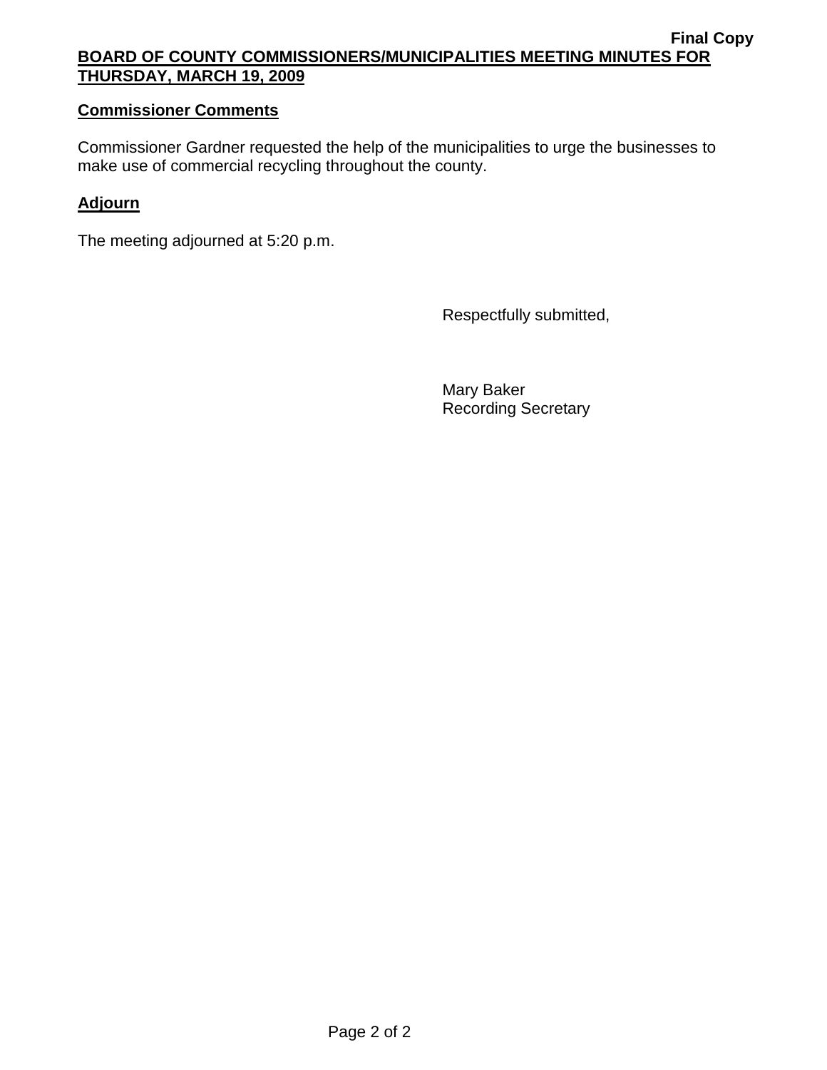## Commissioner Comments

Commissioner Gardner requested the help of the municipalities to urge the businesses to make use of commercial recycling throughout the county.

## Adjourn

The meeting adjourned at 5:20 p.m.

Respectfully submitted,

Mary Baker
Recording Secretary